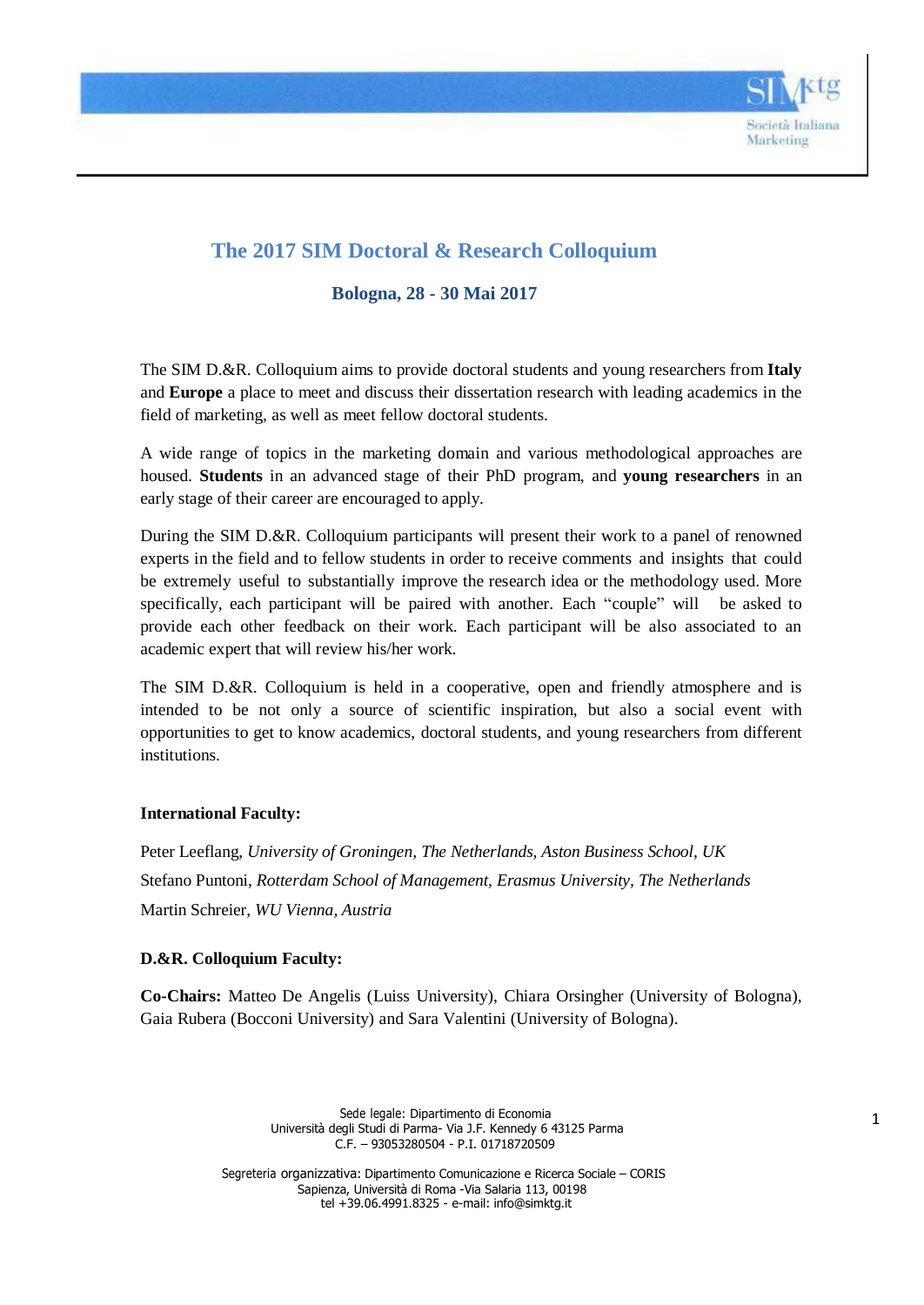# The 2017 SIM Doctoral & Research Colloquium

## Bologna, 28 - 30 Mai 2017

The SIM D.&R. Colloquium aims to provide doctoral students and young researchers from **Italy** and **Europe** a place to meet and discuss their dissertation research with leading academics in the field of marketing, as well as meet fellow doctoral students.

A wide range of topics in the marketing domain and various methodological approaches are housed. **Students** in an advanced stage of their PhD program, and **young researchers** in an early stage of their career are encouraged to apply.

During the SIM D.&R. Colloquium participants will present their work to a panel of renowned experts in the field and to fellow students in order to receive comments and insights that could be extremely useful to substantially improve the research idea or the methodology used. More specifically, each participant will be paired with another. Each "couple" will be asked to provide each other feedback on their work. Each participant will be also associated to an academic expert that will review his/her work.

The SIM D.&R. Colloquium is held in a cooperative, open and friendly atmosphere and is intended to be not only a source of scientific inspiration, but also a social event with opportunities to get to know academics, doctoral students, and young researchers from different institutions.

**International Faculty:**

Peter Leeflang, *University of Groningen, The Netherlands, Aston Business School, UK*
Stefano Puntoni, *Rotterdam School of Management, Erasmus University, The Netherlands*
Martin Schreier, *WU Vienna, Austria*

**D.&R. Colloquium Faculty:**

**Co-Chairs:** Matteo De Angelis (Luiss University), Chiara Orsingher (University of Bologna), Gaia Rubera (Bocconi University) and Sara Valentini (University of Bologna).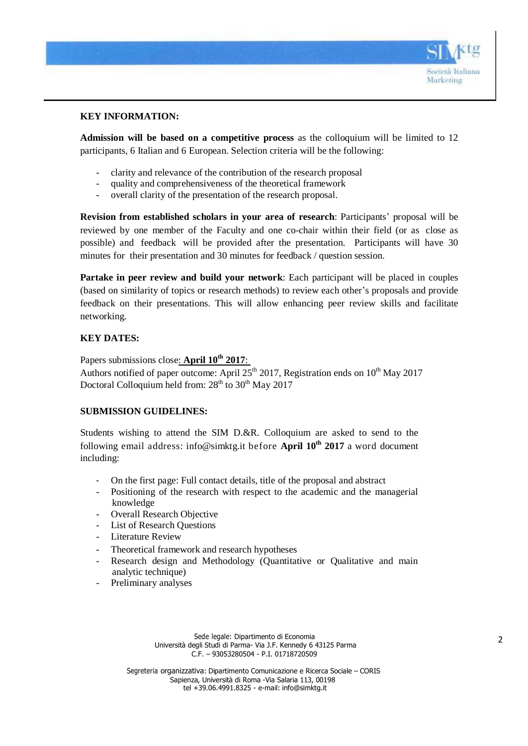**KEY INFORMATION:**

**Admission will be based on a competitive process** as the colloquium will be limited to 12 participants, 6 Italian and 6 European. Selection criteria will be the following:

- clarity and relevance of the contribution of the research proposal
- quality and comprehensiveness of the theoretical framework
- overall clarity of the presentation of the research proposal.

**Revision from established scholars in your area of research**: Participants' proposal will be reviewed by one member of the Faculty and one co-chair within their field (or as close as possible) and feedback will be provided after the presentation. Participants will have 30 minutes for their presentation and 30 minutes for feedback / question session.

**Partake in peer review and build your network**: Each participant will be placed in couples (based on similarity of topics or research methods) to review each other's proposals and provide feedback on their presentations. This will allow enhancing peer review skills and facilitate networking.

**KEY DATES:**

Papers submissions close: **April 10th 2017**:
Authors notified of paper outcome: April 25th 2017, Registration ends on 10th May 2017
Doctoral Colloquium held from: 28th to 30th May 2017

**SUBMISSION GUIDELINES:**

Students wishing to attend the SIM D.&R. Colloquium are asked to send to the following email address: info@simktg.it before **April 10th 2017** a word document including:

- On the first page: Full contact details, title of the proposal and abstract
- Positioning of the research with respect to the academic and the managerial knowledge
- Overall Research Objective
- List of Research Questions
- Literature Review
- Theoretical framework and research hypotheses
- Research design and Methodology (Quantitative or Qualitative and main analytic technique)
- Preliminary analyses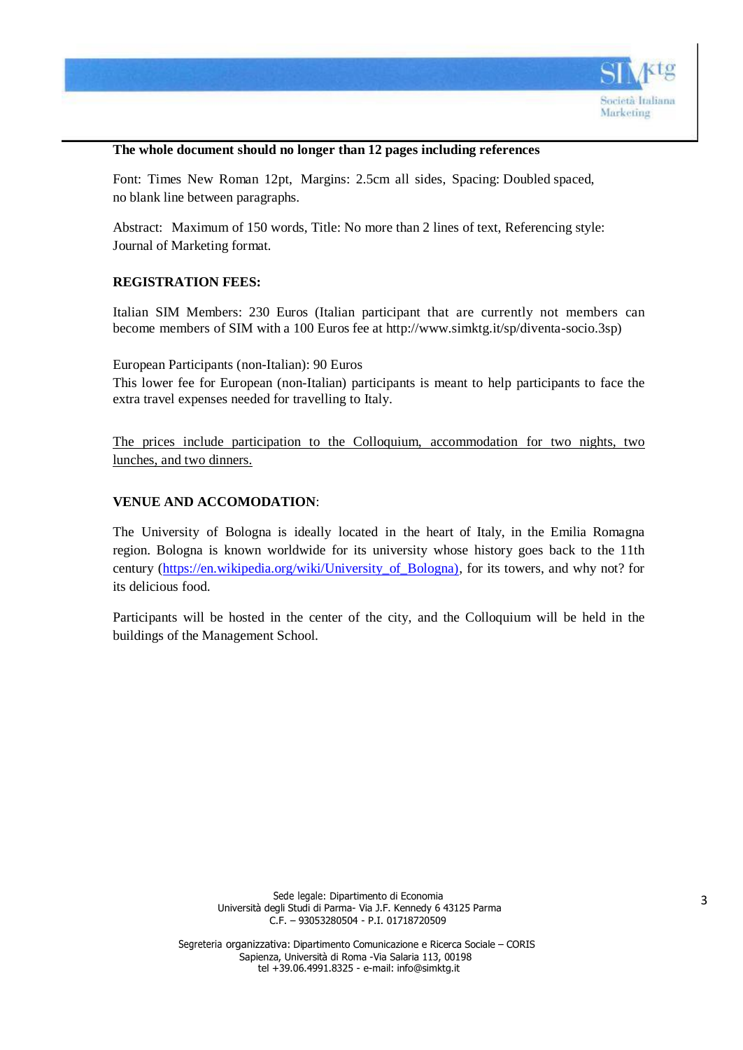**The whole document should no longer than 12 pages including references**

Font: Times New Roman 12pt, Margins: 2.5cm all sides, Spacing: Doubled spaced, no blank line between paragraphs.

Abstract: Maximum of 150 words, Title: No more than 2 lines of text, Referencing style: Journal of Marketing format.

**REGISTRATION FEES:**

Italian SIM Members: 230 Euros (Italian participant that are currently not members can become members of SIM with a 100 Euros fee at http://www.simktg.it/sp/diventa-socio.3sp)

European Participants (non-Italian): 90 Euros
This lower fee for European (non-Italian) participants is meant to help participants to face the extra travel expenses needed for travelling to Italy.

The prices include participation to the Colloquium, accommodation for two nights, two lunches, and two dinners.

**VENUE AND ACCOMODATION**:

The University of Bologna is ideally located in the heart of Italy, in the Emilia Romagna region. Bologna is known worldwide for its university whose history goes back to the 11th century (https://en.wikipedia.org/wiki/University_of_Bologna), for its towers, and why not? for its delicious food.

Participants will be hosted in the center of the city, and the Colloquium will be held in the buildings of the Management School.